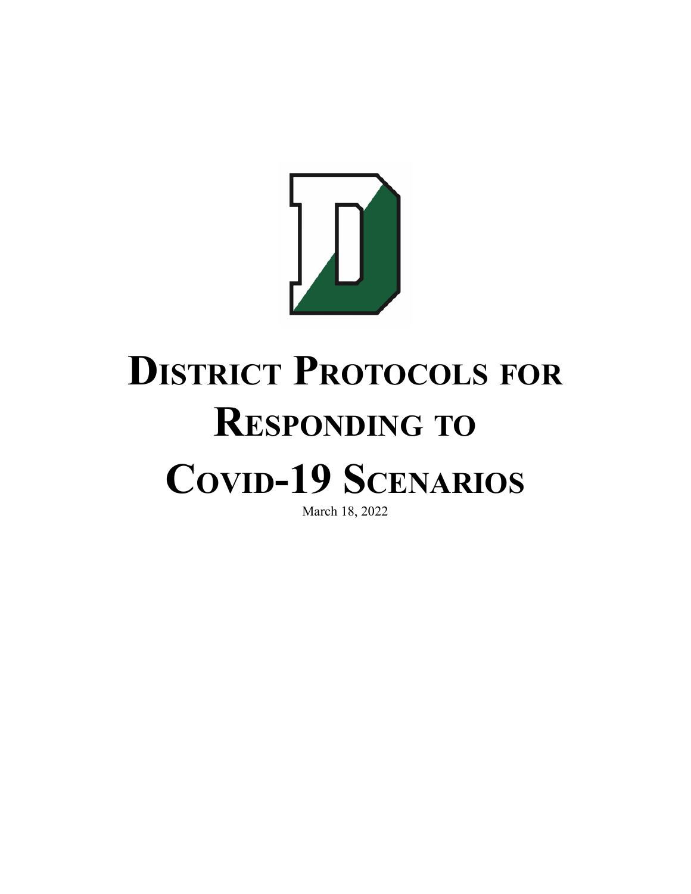# District Protocols for Responding to Covid-19 Scenarios

March 18, 2022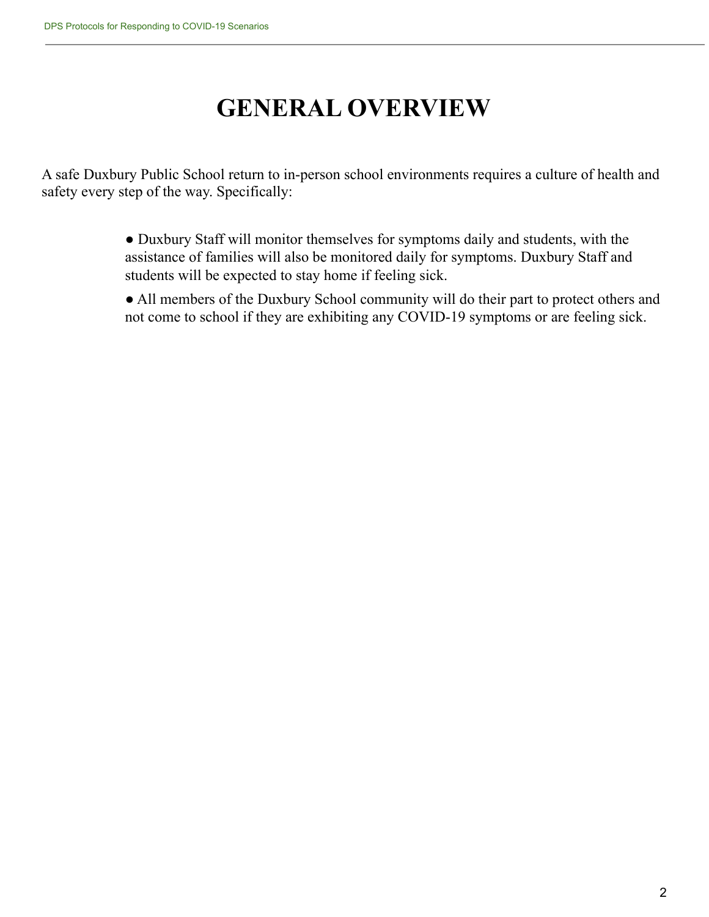# GENERAL OVERVIEW

A safe Duxbury Public School return to in-person school environments requires a culture of health and safety every step of the way. Specifically:

- Duxbury Staff will monitor themselves for symptoms daily and students, with the assistance of families will also be monitored daily for symptoms. Duxbury Staff and students will be expected to stay home if feeling sick.
- All members of the Duxbury School community will do their part to protect others and not come to school if they are exhibiting any COVID-19 symptoms or are feeling sick.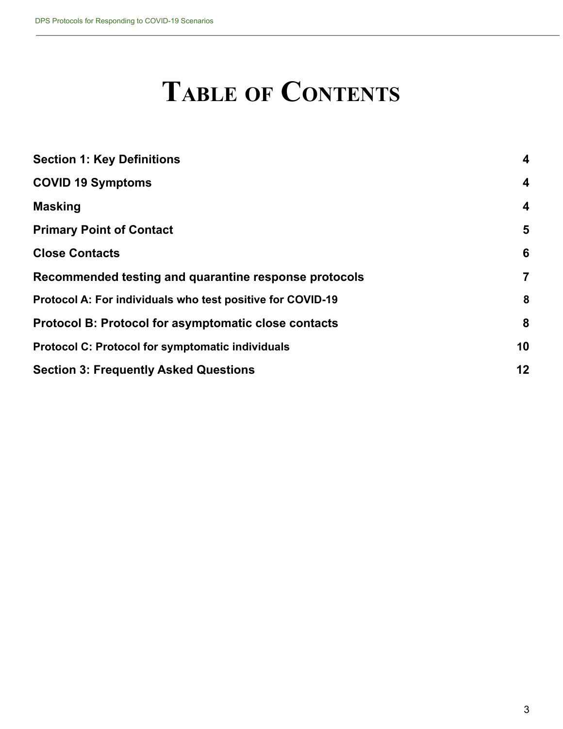# Table of Contents

| | |
|---|---|
| **Section 1: Key Definitions** | **4** |
| **COVID 19 Symptoms** | **4** |
| **Masking** | **4** |
| **Primary Point of Contact** | **5** |
| **Close Contacts** | **6** |
| **Recommended testing and quarantine response protocols** | **7** |
| **Protocol A: For individuals who test positive for COVID-19** | **8** |
| **Protocol B: Protocol for asymptomatic close contacts** | **8** |
| **Protocol C: Protocol for symptomatic individuals** | **10** |
| **Section 3: Frequently Asked Questions** | **12** |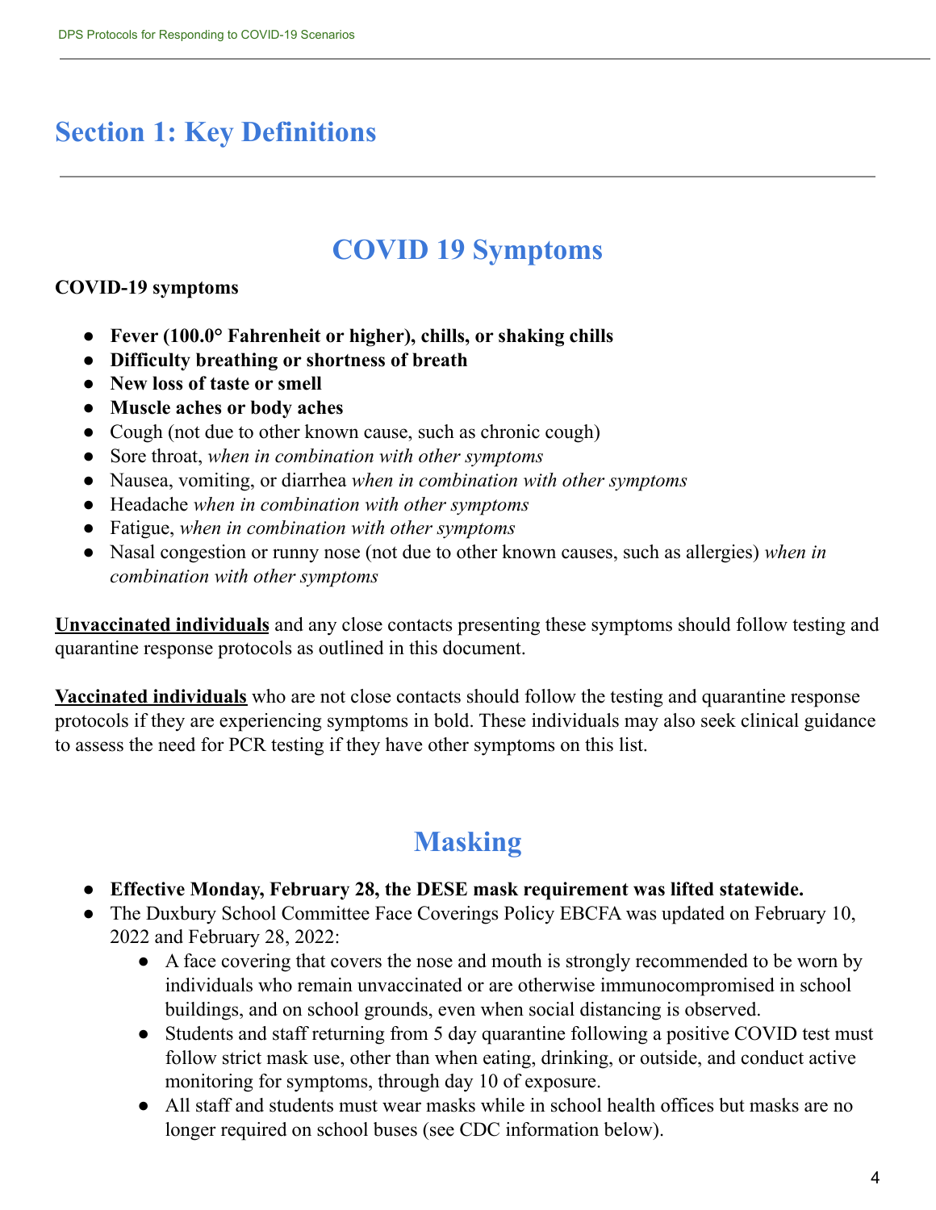# Section 1: Key Definitions

## COVID 19 Symptoms

**COVID-19 symptoms**

- **Fever (100.0° Fahrenheit or higher), chills, or shaking chills**
- **Difficulty breathing or shortness of breath**
- **New loss of taste or smell**
- **Muscle aches or body aches**
- Cough (not due to other known cause, such as chronic cough)
- Sore throat, *when in combination with other symptoms*
- Nausea, vomiting, or diarrhea *when in combination with other symptoms*
- Headache *when in combination with other symptoms*
- Fatigue, *when in combination with other symptoms*
- Nasal congestion or runny nose (not due to other known causes, such as allergies) *when in combination with other symptoms*

<u>**Unvaccinated individuals**</u> and any close contacts presenting these symptoms should follow testing and quarantine response protocols as outlined in this document.

<u>**Vaccinated individuals**</u> who are not close contacts should follow the testing and quarantine response protocols if they are experiencing symptoms in bold. These individuals may also seek clinical guidance to assess the need for PCR testing if they have other symptoms on this list.

## Masking

- **Effective Monday, February 28, the DESE mask requirement was lifted statewide.**
- The Duxbury School Committee Face Coverings Policy EBCFA was updated on February 10, 2022 and February 28, 2022:
  - A face covering that covers the nose and mouth is strongly recommended to be worn by individuals who remain unvaccinated or are otherwise immunocompromised in school buildings, and on school grounds, even when social distancing is observed.
  - Students and staff returning from 5 day quarantine following a positive COVID test must follow strict mask use, other than when eating, drinking, or outside, and conduct active monitoring for symptoms, through day 10 of exposure.
  - All staff and students must wear masks while in school health offices but masks are no longer required on school buses (see CDC information below).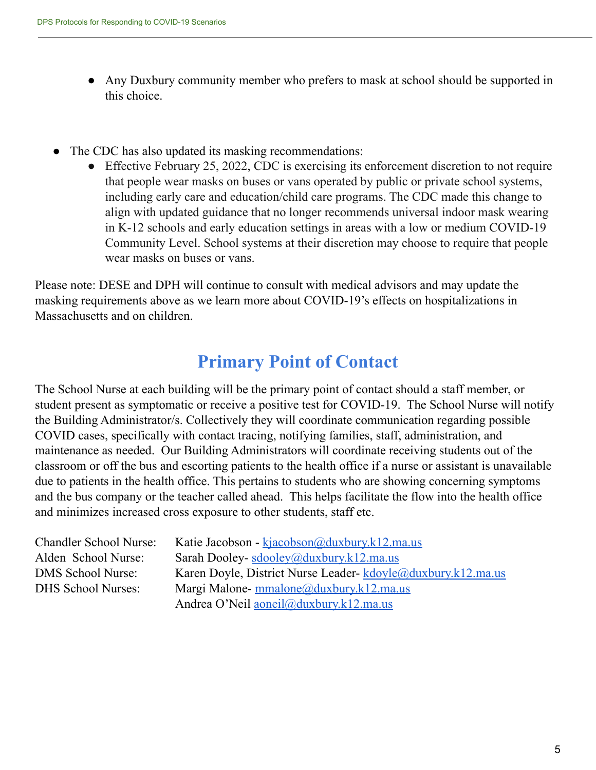- Any Duxbury community member who prefers to mask at school should be supported in this choice.

- The CDC has also updated its masking recommendations:
  - Effective February 25, 2022, CDC is exercising its enforcement discretion to not require that people wear masks on buses or vans operated by public or private school systems, including early care and education/child care programs. The CDC made this change to align with updated guidance that no longer recommends universal indoor mask wearing in K-12 schools and early education settings in areas with a low or medium COVID-19 Community Level. School systems at their discretion may choose to require that people wear masks on buses or vans.

Please note: DESE and DPH will continue to consult with medical advisors and may update the masking requirements above as we learn more about COVID-19's effects on hospitalizations in Massachusetts and on children.

## Primary Point of Contact

The School Nurse at each building will be the primary point of contact should a staff member, or student present as symptomatic or receive a positive test for COVID-19. The School Nurse will notify the Building Administrator/s. Collectively they will coordinate communication regarding possible COVID cases, specifically with contact tracing, notifying families, staff, administration, and maintenance as needed. Our Building Administrators will coordinate receiving students out of the classroom or off the bus and escorting patients to the health office if a nurse or assistant is unavailable due to patients in the health office. This pertains to students who are showing concerning symptoms and the bus company or the teacher called ahead. This helps facilitate the flow into the health office and minimizes increased cross exposure to other students, staff etc.

| | |
|---|---|
| Chandler School Nurse: | Katie Jacobson - kjacobson@duxbury.k12.ma.us |
| Alden School Nurse: | Sarah Dooley- sdooley@duxbury.k12.ma.us |
| DMS School Nurse: | Karen Doyle, District Nurse Leader- kdoyle@duxbury.k12.ma.us |
| DHS School Nurses: | Margi Malone- mmalone@duxbury.k12.ma.us |
| | Andrea O'Neil aoneil@duxbury.k12.ma.us |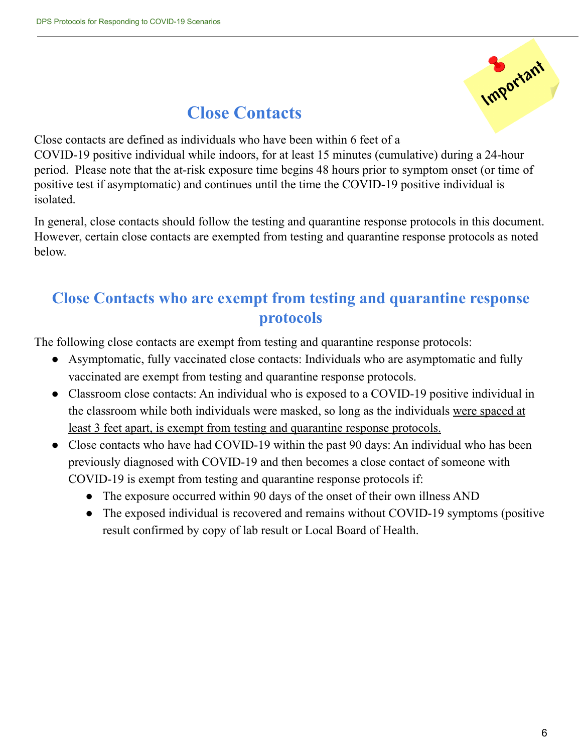# Close Contacts

Close contacts are defined as individuals who have been within 6 feet of a COVID-19 positive individual while indoors, for at least 15 minutes (cumulative) during a 24-hour period. Please note that the at-risk exposure time begins 48 hours prior to symptom onset (or time of positive test if asymptomatic) and continues until the time the COVID-19 positive individual is isolated.

In general, close contacts should follow the testing and quarantine response protocols in this document. However, certain close contacts are exempted from testing and quarantine response protocols as noted below.

## Close Contacts who are exempt from testing and quarantine response protocols

The following close contacts are exempt from testing and quarantine response protocols:

- Asymptomatic, fully vaccinated close contacts: Individuals who are asymptomatic and fully vaccinated are exempt from testing and quarantine response protocols.
- Classroom close contacts: An individual who is exposed to a COVID-19 positive individual in the classroom while both individuals were masked, so long as the individuals <u>were spaced at least 3 feet apart, is exempt from testing and quarantine response protocols.</u>
- Close contacts who have had COVID-19 within the past 90 days: An individual who has been previously diagnosed with COVID-19 and then becomes a close contact of someone with COVID-19 is exempt from testing and quarantine response protocols if:
  - The exposure occurred within 90 days of the onset of their own illness AND
  - The exposed individual is recovered and remains without COVID-19 symptoms (positive result confirmed by copy of lab result or Local Board of Health.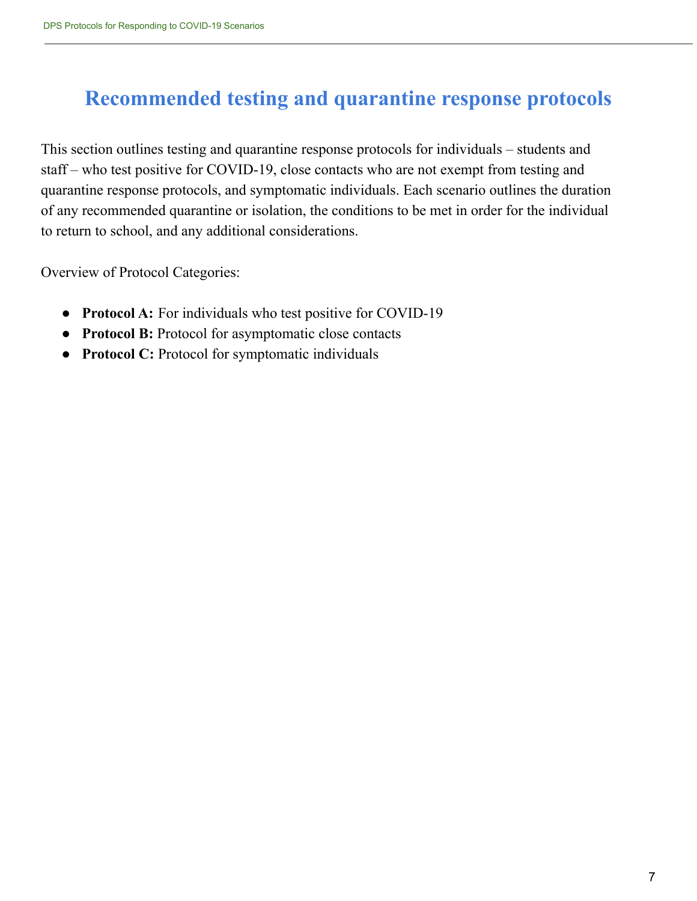# Recommended testing and quarantine response protocols

This section outlines testing and quarantine response protocols for individuals – students and staff – who test positive for COVID-19, close contacts who are not exempt from testing and quarantine response protocols, and symptomatic individuals. Each scenario outlines the duration of any recommended quarantine or isolation, the conditions to be met in order for the individual to return to school, and any additional considerations.

Overview of Protocol Categories:

- **Protocol A:** For individuals who test positive for COVID-19
- **Protocol B:** Protocol for asymptomatic close contacts
- **Protocol C:** Protocol for symptomatic individuals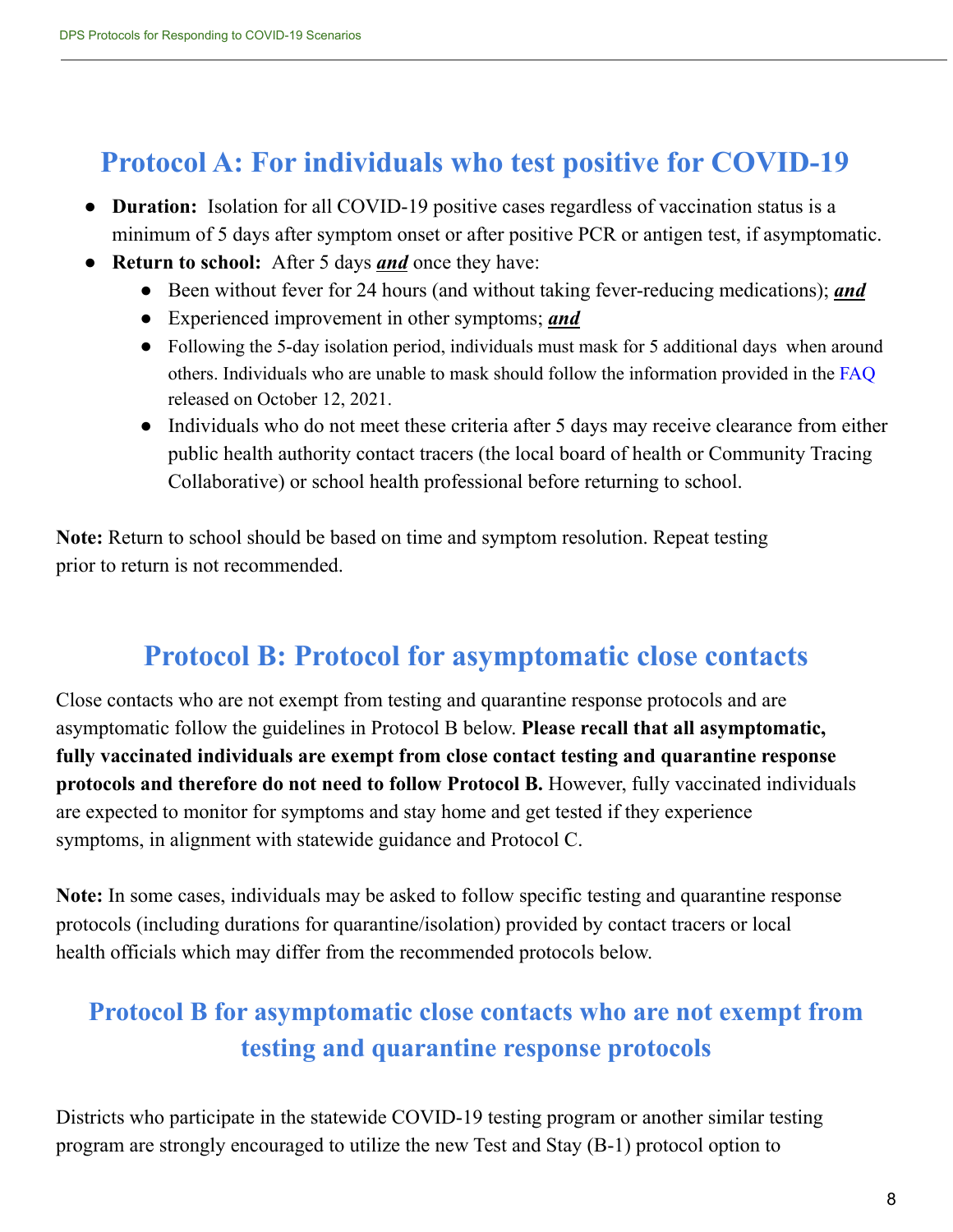## Protocol A: For individuals who test positive for COVID-19

- **Duration:** Isolation for all COVID-19 positive cases regardless of vaccination status is a minimum of 5 days after symptom onset or after positive PCR or antigen test, if asymptomatic.
- **Return to school:** After 5 days ***and*** once they have:
  - Been without fever for 24 hours (and without taking fever-reducing medications); ***and***
  - Experienced improvement in other symptoms; ***and***
  - Following the 5-day isolation period, individuals must mask for 5 additional days when around others. Individuals who are unable to mask should follow the information provided in the FAQ released on October 12, 2021.
  - Individuals who do not meet these criteria after 5 days may receive clearance from either public health authority contact tracers (the local board of health or Community Tracing Collaborative) or school health professional before returning to school.

**Note:** Return to school should be based on time and symptom resolution. Repeat testing prior to return is not recommended.

## Protocol B: Protocol for asymptomatic close contacts

Close contacts who are not exempt from testing and quarantine response protocols and are asymptomatic follow the guidelines in Protocol B below. **Please recall that all asymptomatic, fully vaccinated individuals are exempt from close contact testing and quarantine response protocols and therefore do not need to follow Protocol B.** However, fully vaccinated individuals are expected to monitor for symptoms and stay home and get tested if they experience symptoms, in alignment with statewide guidance and Protocol C.

**Note:** In some cases, individuals may be asked to follow specific testing and quarantine response protocols (including durations for quarantine/isolation) provided by contact tracers or local health officials which may differ from the recommended protocols below.

### Protocol B for asymptomatic close contacts who are not exempt from testing and quarantine response protocols

Districts who participate in the statewide COVID-19 testing program or another similar testing program are strongly encouraged to utilize the new Test and Stay (B-1) protocol option to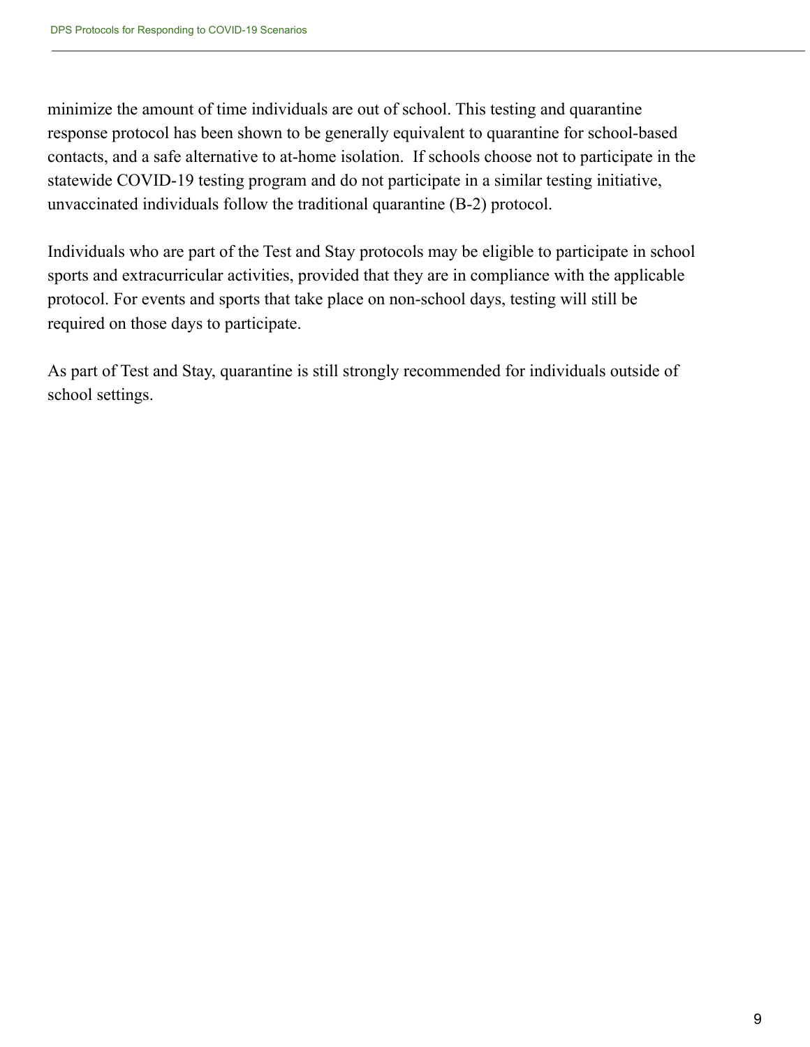minimize the amount of time individuals are out of school. This testing and quarantine response protocol has been shown to be generally equivalent to quarantine for school-based contacts, and a safe alternative to at-home isolation.  If schools choose not to participate in the statewide COVID-19 testing program and do not participate in a similar testing initiative, unvaccinated individuals follow the traditional quarantine (B-2) protocol.

Individuals who are part of the Test and Stay protocols may be eligible to participate in school sports and extracurricular activities, provided that they are in compliance with the applicable protocol. For events and sports that take place on non-school days, testing will still be required on those days to participate.

As part of Test and Stay, quarantine is still strongly recommended for individuals outside of school settings.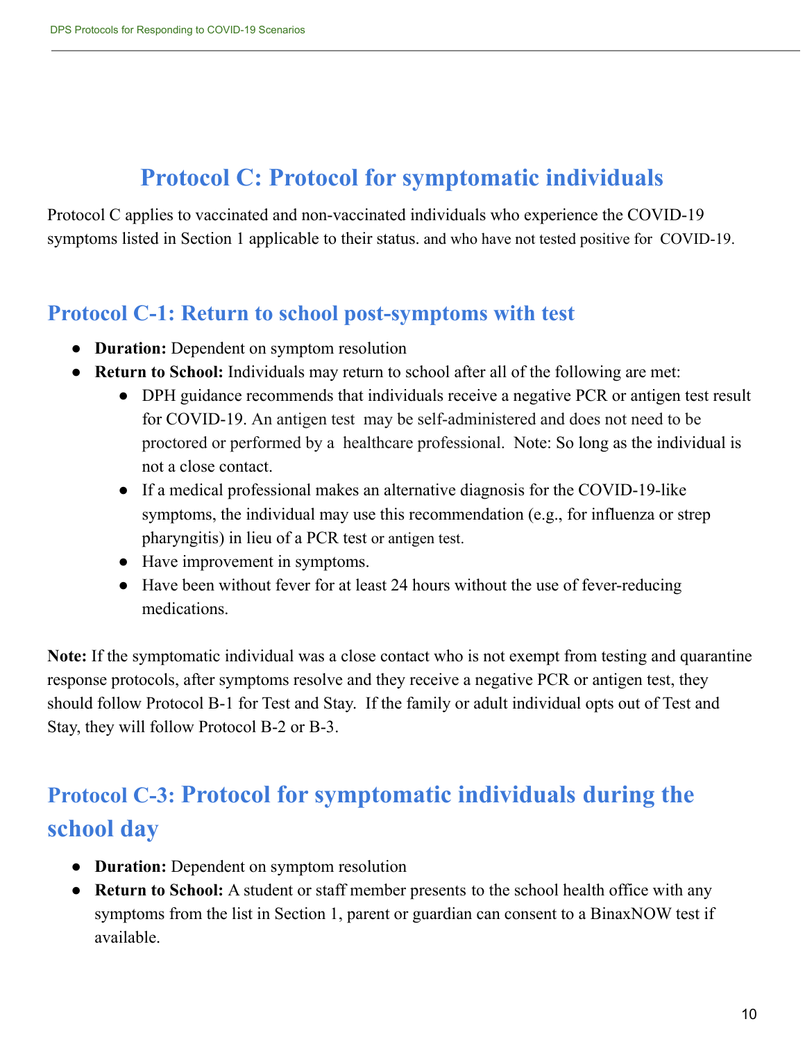# Protocol C: Protocol for symptomatic individuals

Protocol C applies to vaccinated and non-vaccinated individuals who experience the COVID-19 symptoms listed in Section 1 applicable to their status. and who have not tested positive for COVID-19.

## Protocol C-1: Return to school post-symptoms with test

- **Duration:** Dependent on symptom resolution
- **Return to School:** Individuals may return to school after all of the following are met:
  - DPH guidance recommends that individuals receive a negative PCR or antigen test result for COVID-19. An antigen test may be self-administered and does not need to be proctored or performed by a healthcare professional. Note: So long as the individual is not a close contact.
  - If a medical professional makes an alternative diagnosis for the COVID-19-like symptoms, the individual may use this recommendation (e.g., for influenza or strep pharyngitis) in lieu of a PCR test or antigen test.
  - Have improvement in symptoms.
  - Have been without fever for at least 24 hours without the use of fever-reducing medications.

**Note:** If the symptomatic individual was a close contact who is not exempt from testing and quarantine response protocols, after symptoms resolve and they receive a negative PCR or antigen test, they should follow Protocol B-1 for Test and Stay. If the family or adult individual opts out of Test and Stay, they will follow Protocol B-2 or B-3.

## Protocol C-3: Protocol for symptomatic individuals during the school day

- **Duration:** Dependent on symptom resolution
- **Return to School:** A student or staff member presents to the school health office with any symptoms from the list in Section 1, parent or guardian can consent to a BinaxNOW test if available.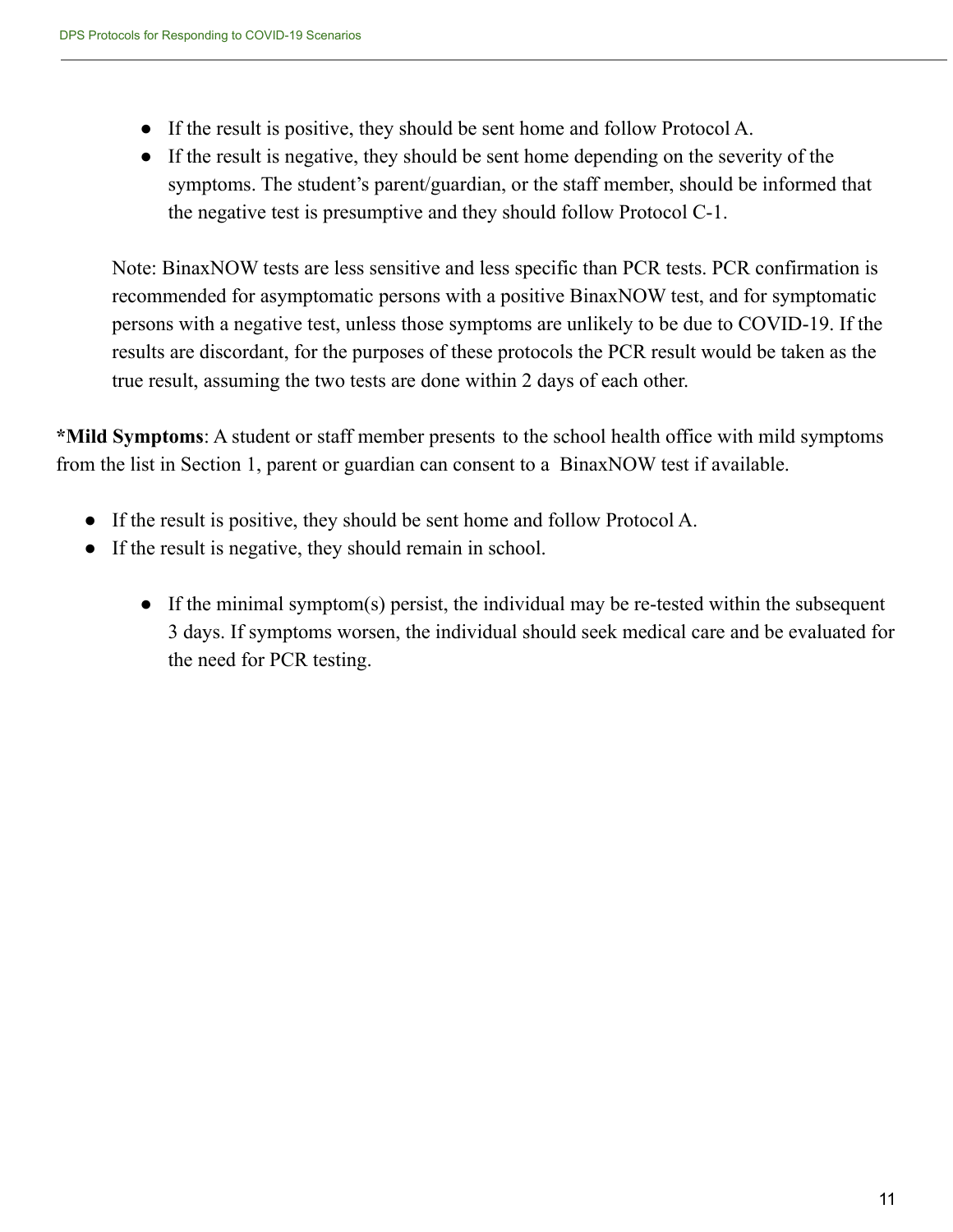- If the result is positive, they should be sent home and follow Protocol A.
- If the result is negative, they should be sent home depending on the severity of the symptoms. The student's parent/guardian, or the staff member, should be informed that the negative test is presumptive and they should follow Protocol C-1.

Note: BinaxNOW tests are less sensitive and less specific than PCR tests. PCR confirmation is recommended for asymptomatic persons with a positive BinaxNOW test, and for symptomatic persons with a negative test, unless those symptoms are unlikely to be due to COVID-19. If the results are discordant, for the purposes of these protocols the PCR result would be taken as the true result, assuming the two tests are done within 2 days of each other.

***Mild Symptoms**: A student or staff member presents to the school health office with mild symptoms from the list in Section 1, parent or guardian can consent to a BinaxNOW test if available.

- If the result is positive, they should be sent home and follow Protocol A.
- If the result is negative, they should remain in school.
    - If the minimal symptom(s) persist, the individual may be re-tested within the subsequent 3 days. If symptoms worsen, the individual should seek medical care and be evaluated for the need for PCR testing.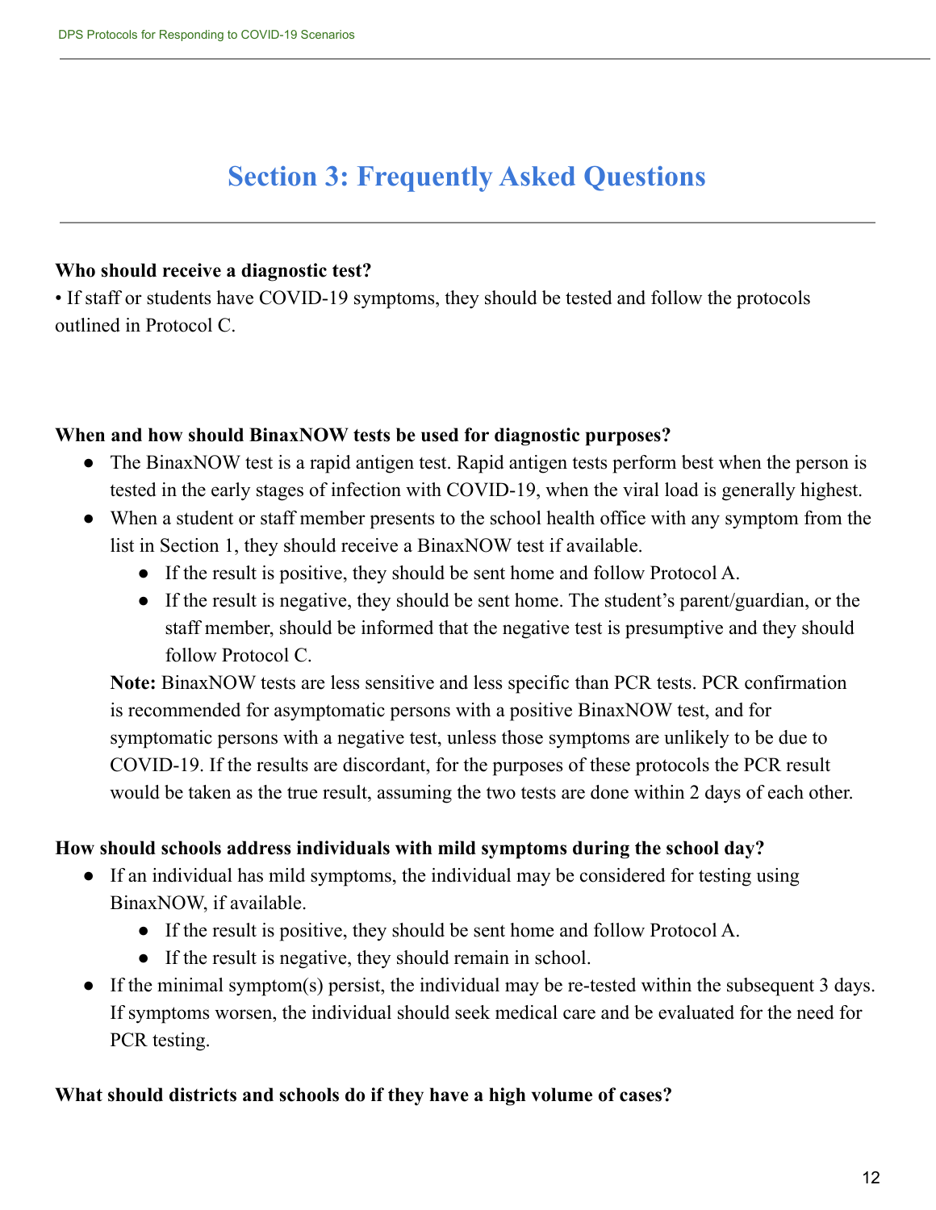# Section 3: Frequently Asked Questions

**Who should receive a diagnostic test?**

• If staff or students have COVID-19 symptoms, they should be tested and follow the protocols outlined in Protocol C.

**When and how should BinaxNOW tests be used for diagnostic purposes?**

- The BinaxNOW test is a rapid antigen test. Rapid antigen tests perform best when the person is tested in the early stages of infection with COVID-19, when the viral load is generally highest.
- When a student or staff member presents to the school health office with any symptom from the list in Section 1, they should receive a BinaxNOW test if available.
    - If the result is positive, they should be sent home and follow Protocol A.
    - If the result is negative, they should be sent home. The student's parent/guardian, or the staff member, should be informed that the negative test is presumptive and they should follow Protocol C.

  **Note:** BinaxNOW tests are less sensitive and less specific than PCR tests. PCR confirmation is recommended for asymptomatic persons with a positive BinaxNOW test, and for symptomatic persons with a negative test, unless those symptoms are unlikely to be due to COVID-19. If the results are discordant, for the purposes of these protocols the PCR result would be taken as the true result, assuming the two tests are done within 2 days of each other.

**How should schools address individuals with mild symptoms during the school day?**

- If an individual has mild symptoms, the individual may be considered for testing using BinaxNOW, if available.
    - If the result is positive, they should be sent home and follow Protocol A.
    - If the result is negative, they should remain in school.
- If the minimal symptom(s) persist, the individual may be re-tested within the subsequent 3 days. If symptoms worsen, the individual should seek medical care and be evaluated for the need for PCR testing.

**What should districts and schools do if they have a high volume of cases?**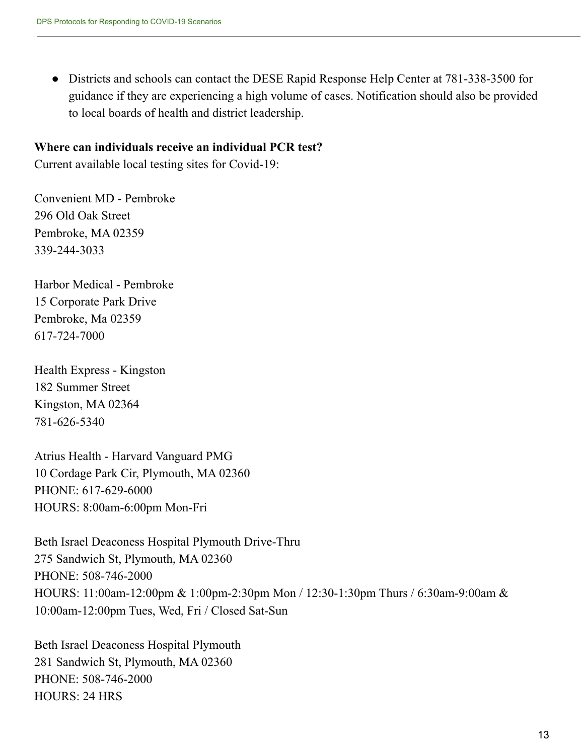- Districts and schools can contact the DESE Rapid Response Help Center at 781-338-3500 for guidance if they are experiencing a high volume of cases. Notification should also be provided to local boards of health and district leadership.

**Where can individuals receive an individual PCR test?**
Current available local testing sites for Covid-19:

Convenient MD - Pembroke
296 Old Oak Street
Pembroke, MA 02359
339-244-3033

Harbor Medical - Pembroke
15 Corporate Park Drive
Pembroke, Ma 02359
617-724-7000

Health Express - Kingston
182 Summer Street
Kingston, MA 02364
781-626-5340

Atrius Health - Harvard Vanguard PMG
10 Cordage Park Cir, Plymouth, MA 02360
PHONE: 617-629-6000
HOURS: 8:00am-6:00pm Mon-Fri

Beth Israel Deaconess Hospital Plymouth Drive-Thru
275 Sandwich St, Plymouth, MA 02360
PHONE: 508-746-2000
HOURS: 11:00am-12:00pm & 1:00pm-2:30pm Mon / 12:30-1:30pm Thurs / 6:30am-9:00am & 10:00am-12:00pm Tues, Wed, Fri / Closed Sat-Sun

Beth Israel Deaconess Hospital Plymouth
281 Sandwich St, Plymouth, MA 02360
PHONE: 508-746-2000
HOURS: 24 HRS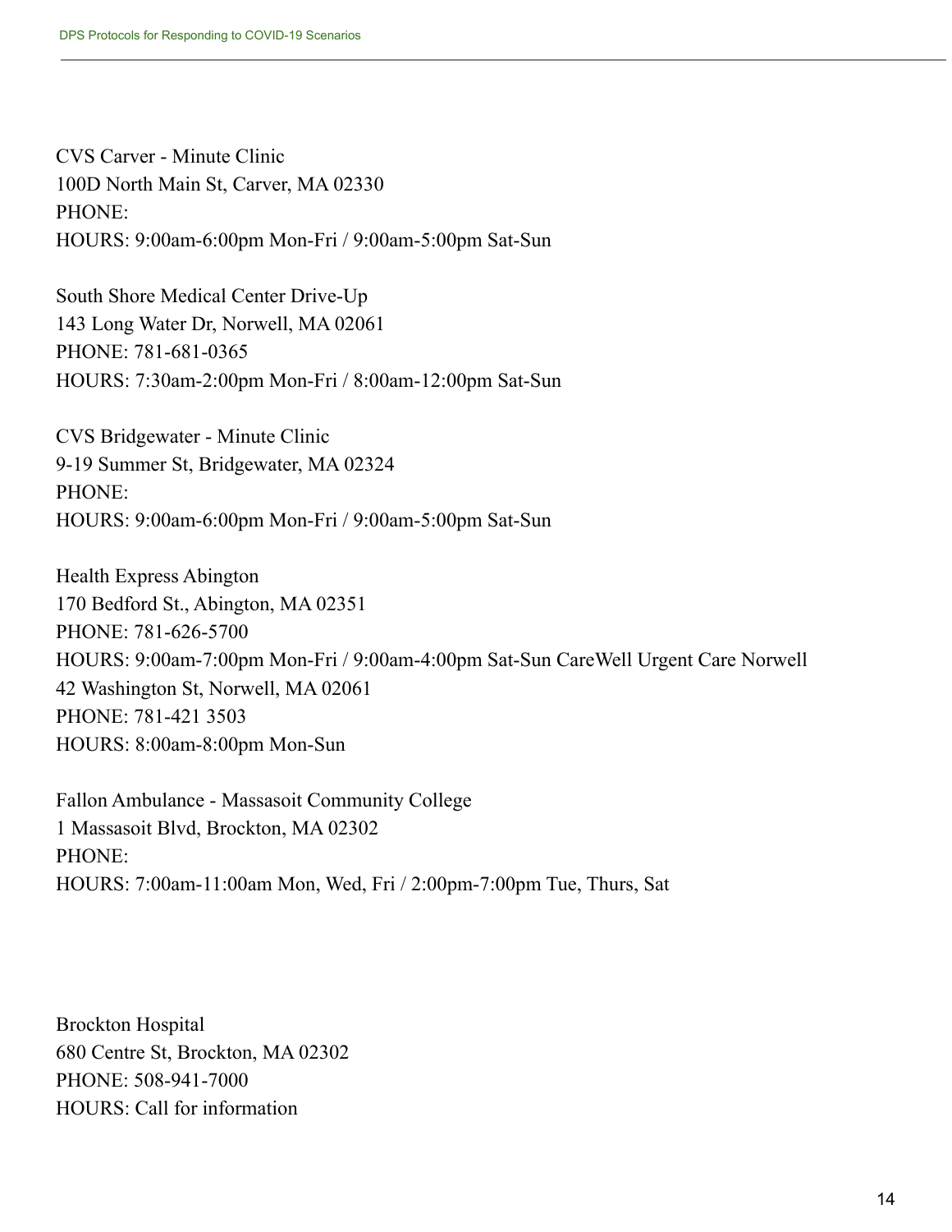CVS Carver - Minute Clinic
100D North Main St, Carver, MA 02330
PHONE:
HOURS: 9:00am-6:00pm Mon-Fri / 9:00am-5:00pm Sat-Sun

South Shore Medical Center Drive-Up
143 Long Water Dr, Norwell, MA 02061
PHONE: 781-681-0365
HOURS: 7:30am-2:00pm Mon-Fri / 8:00am-12:00pm Sat-Sun

CVS Bridgewater - Minute Clinic
9-19 Summer St, Bridgewater, MA 02324
PHONE:
HOURS: 9:00am-6:00pm Mon-Fri / 9:00am-5:00pm Sat-Sun

Health Express Abington
170 Bedford St., Abington, MA 02351
PHONE: 781-626-5700
HOURS: 9:00am-7:00pm Mon-Fri / 9:00am-4:00pm Sat-Sun CareWell Urgent Care Norwell
42 Washington St, Norwell, MA 02061
PHONE: 781-421 3503
HOURS: 8:00am-8:00pm Mon-Sun

Fallon Ambulance - Massasoit Community College
1 Massasoit Blvd, Brockton, MA 02302
PHONE:
HOURS: 7:00am-11:00am Mon, Wed, Fri / 2:00pm-7:00pm Tue, Thurs, Sat

Brockton Hospital
680 Centre St, Brockton, MA 02302
PHONE: 508-941-7000
HOURS: Call for information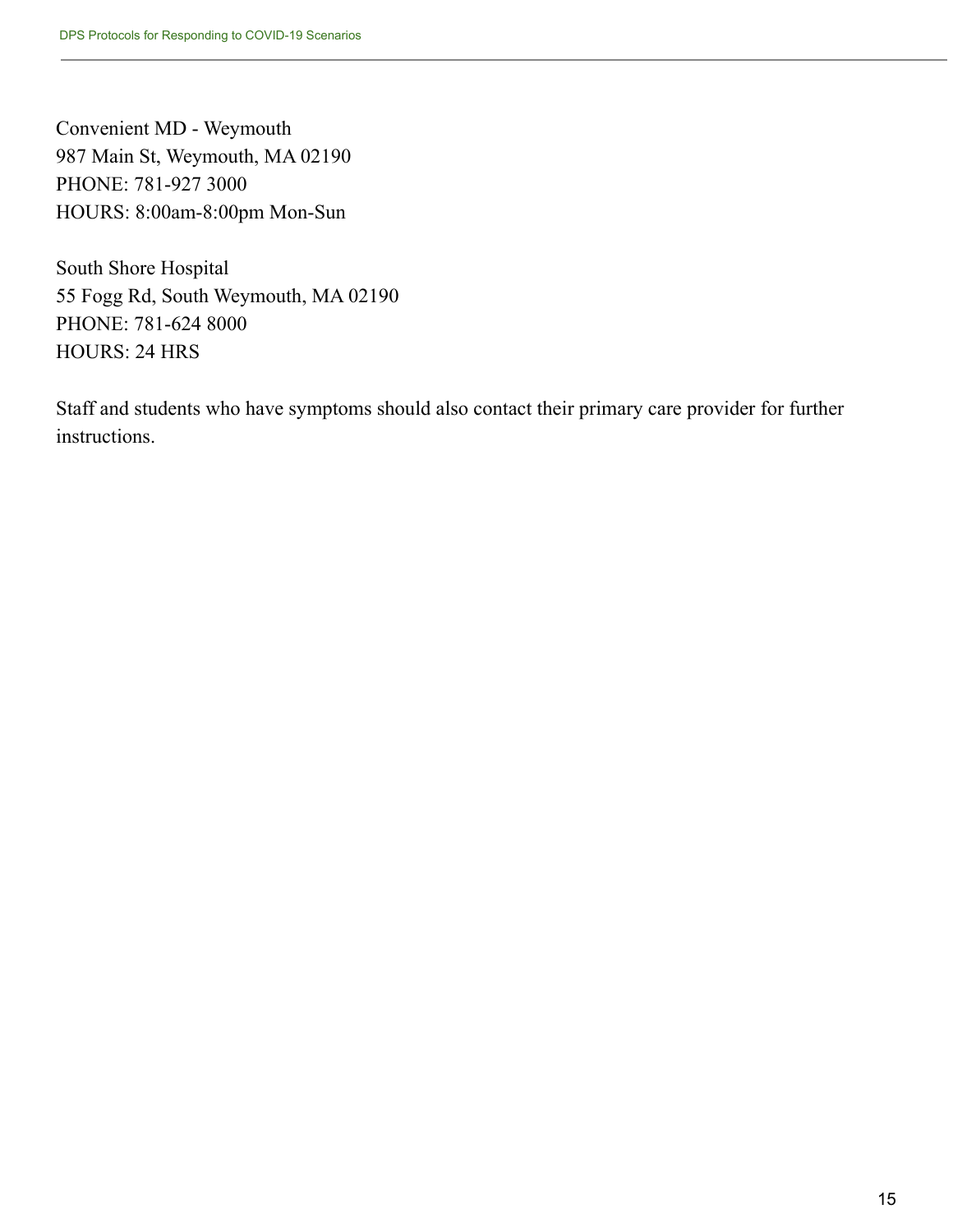Convenient MD - Weymouth
987 Main St, Weymouth, MA 02190
PHONE: 781-927 3000
HOURS: 8:00am-8:00pm Mon-Sun

South Shore Hospital
55 Fogg Rd, South Weymouth, MA 02190
PHONE: 781-624 8000
HOURS: 24 HRS

Staff and students who have symptoms should also contact their primary care provider for further instructions.